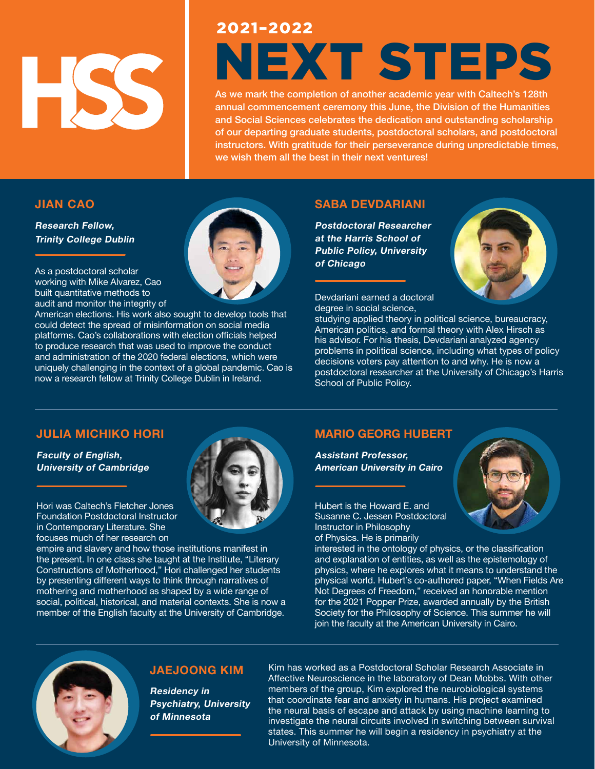HSS

## 2021–2022

# NEXT STEPS

As we mark the completion of another academic year with Caltech's 128th annual commencement ceremony this June, the Division of the Humanities and Social Sciences celebrates the dedication and outstanding scholarship of our departing graduate students, postdoctoral scholars, and postdoctoral instructors. With gratitude for their perseverance during unpredictable times, we wish them all the best in their next ventures!

## JIAN CAO

***Research Fellow, Trinity College Dublin***

As a postdoctoral scholar working with Mike Alvarez, Cao built quantitative methods to audit and monitor the integrity of American elections. His work also sought to develop tools that could detect the spread of misinformation on social media platforms. Cao's collaborations with election officials helped to produce research that was used to improve the conduct and administration of the 2020 federal elections, which were uniquely challenging in the context of a global pandemic. Cao is now a research fellow at Trinity College Dublin in Ireland.

## SABA DEVDARIANI

***Postdoctoral Researcher at the Harris School of Public Policy, University of Chicago***

Devdariani earned a doctoral degree in social science, studying applied theory in political science, bureaucracy, American politics, and formal theory with Alex Hirsch as his advisor. For his thesis, Devdariani analyzed agency problems in political science, including what types of policy decisions voters pay attention to and why. He is now a postdoctoral researcher at the University of Chicago's Harris School of Public Policy.

## JULIA MICHIKO HORI

***Faculty of English, University of Cambridge***

Hori was Caltech's Fletcher Jones Foundation Postdoctoral Instructor in Contemporary Literature. She focuses much of her research on empire and slavery and how those institutions manifest in the present. In one class she taught at the Institute, "Literary Constructions of Motherhood," Hori challenged her students by presenting different ways to think through narratives of mothering and motherhood as shaped by a wide range of social, political, historical, and material contexts. She is now a member of the English faculty at the University of Cambridge.

## MARIO GEORG HUBERT

***Assistant Professor, American University in Cairo***

Hubert is the Howard E. and Susanne C. Jessen Postdoctoral Instructor in Philosophy of Physics. He is primarily interested in the ontology of physics, or the classification and explanation of entities, as well as the epistemology of physics, where he explores what it means to understand the physical world. Hubert's co-authored paper, "When Fields Are Not Degrees of Freedom," received an honorable mention for the 2021 Popper Prize, awarded annually by the British Society for the Philosophy of Science. This summer he will join the faculty at the American University in Cairo.

## JAEJOONG KIM

***Residency in Psychiatry, University of Minnesota***

Kim has worked as a Postdoctoral Scholar Research Associate in Affective Neuroscience in the laboratory of Dean Mobbs. With other members of the group, Kim explored the neurobiological systems that coordinate fear and anxiety in humans. His project examined the neural basis of escape and attack by using machine learning to investigate the neural circuits involved in switching between survival states. This summer he will begin a residency in psychiatry at the University of Minnesota.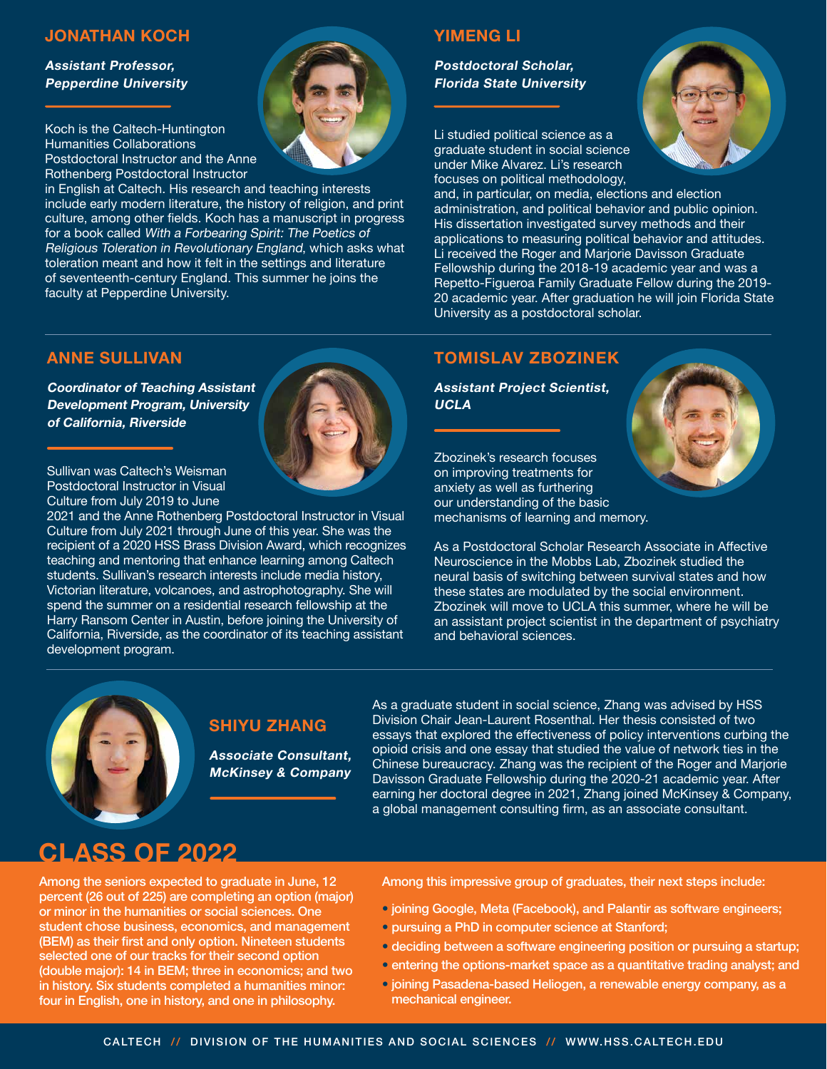## JONATHAN KOCH

***Assistant Professor, Pepperdine University***

Koch is the Caltech-Huntington Humanities Collaborations Postdoctoral Instructor and the Anne Rothenberg Postdoctoral Instructor in English at Caltech. His research and teaching interests include early modern literature, the history of religion, and print culture, among other fields. Koch has a manuscript in progress for a book called *With a Forbearing Spirit: The Poetics of Religious Toleration in Revolutionary England*, which asks what toleration meant and how it felt in the settings and literature of seventeenth-century England. This summer he joins the faculty at Pepperdine University.

## YIMENG LI

***Postdoctoral Scholar, Florida State University***

Li studied political science as a graduate student in social science under Mike Alvarez. Li's research focuses on political methodology, and, in particular, on media, elections and election administration, and political behavior and public opinion. His dissertation investigated survey methods and their applications to measuring political behavior and attitudes. Li received the Roger and Marjorie Davisson Graduate Fellowship during the 2018-19 academic year and was a Repetto-Figueroa Family Graduate Fellow during the 2019-20 academic year. After graduation he will join Florida State University as a postdoctoral scholar.

## ANNE SULLIVAN

***Coordinator of Teaching Assistant Development Program, University of California, Riverside***

Sullivan was Caltech's Weisman Postdoctoral Instructor in Visual Culture from July 2019 to June 2021 and the Anne Rothenberg Postdoctoral Instructor in Visual Culture from July 2021 through June of this year. She was the recipient of a 2020 HSS Brass Division Award, which recognizes teaching and mentoring that enhance learning among Caltech students. Sullivan's research interests include media history, Victorian literature, volcanoes, and astrophotography. She will spend the summer on a residential research fellowship at the Harry Ransom Center in Austin, before joining the University of California, Riverside, as the coordinator of its teaching assistant development program.

## TOMISLAV ZBOZINEK

***Assistant Project Scientist, UCLA***

Zbozinek's research focuses on improving treatments for anxiety as well as furthering our understanding of the basic mechanisms of learning and memory.

As a Postdoctoral Scholar Research Associate in Affective Neuroscience in the Mobbs Lab, Zbozinek studied the neural basis of switching between survival states and how these states are modulated by the social environment. Zbozinek will move to UCLA this summer, where he will be an assistant project scientist in the department of psychiatry and behavioral sciences.

## SHIYU ZHANG

***Associate Consultant, McKinsey & Company***

As a graduate student in social science, Zhang was advised by HSS Division Chair Jean-Laurent Rosenthal. Her thesis consisted of two essays that explored the effectiveness of policy interventions curbing the opioid crisis and one essay that studied the value of network ties in the Chinese bureaucracy. Zhang was the recipient of the Roger and Marjorie Davisson Graduate Fellowship during the 2020-21 academic year. After earning her doctoral degree in 2021, Zhang joined McKinsey & Company, a global management consulting firm, as an associate consultant.

# CLASS OF 2022

Among the seniors expected to graduate in June, 12 percent (26 out of 225) are completing an option (major) or minor in the humanities or social sciences. One student chose business, economics, and management (BEM) as their first and only option. Nineteen students selected one of our tracks for their second option (double major): 14 in BEM; three in economics; and two in history. Six students completed a humanities minor: four in English, one in history, and one in philosophy.

Among this impressive group of graduates, their next steps include:

- joining Google, Meta (Facebook), and Palantir as software engineers;
- pursuing a PhD in computer science at Stanford;
- deciding between a software engineering position or pursuing a startup;
- entering the options-market space as a quantitative trading analyst; and
- joining Pasadena-based Heliogen, a renewable energy company, as a mechanical engineer.